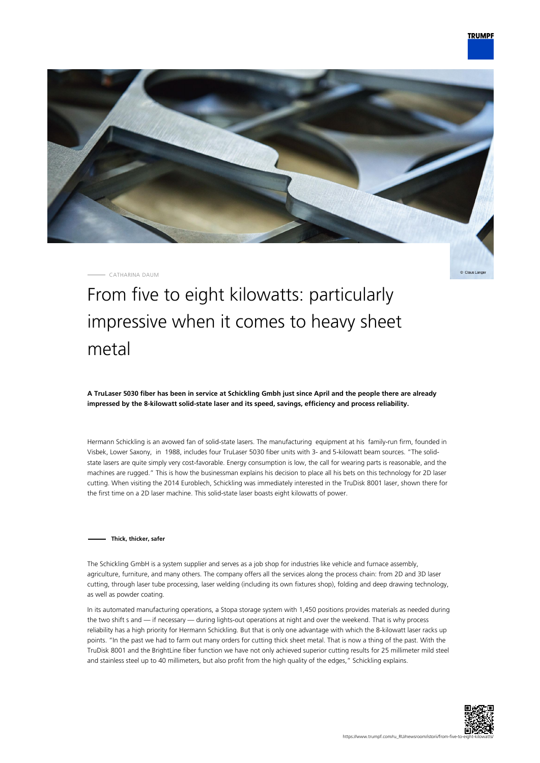CATHARINA DAUM

# From five to eight kilowatts: particularly impressive when it comes to heavy sheet metal

**A TruLaser 5030 fiber has been in service at Schickling Gmbh just since April and the people there are already impressed by the 8-kilowatt solid-state laser and its speed, savings, efficiency and process reliability.**

Hermann Schickling is an avowed fan of solid-state lasers. The manufacturing equipment at his family-run firm, founded in Visbek, Lower Saxony, in 1988, includes four TruLaser 5030 fiber units with 3- and 5-kilowatt beam sources. "The solid-state lasers are quite simply very cost-favorable. Energy consumption is low, the call for wearing parts is reasonable, and the machines are rugged." This is how the businessman explains his decision to place all his bets on this technology for 2D laser cutting. When visiting the 2014 Euroblech, Schickling was immediately interested in the TruDisk 8001 laser, shown there for the first time on a 2D laser machine. This solid-state laser boasts eight kilowatts of power.

## Thick, thicker, safer

The Schickling GmbH is a system supplier and serves as a job shop for industries like vehicle and furnace assembly, agriculture, furniture, and many others. The company offers all the services along the process chain: from 2D and 3D laser cutting, through laser tube processing, laser welding (including its own fixtures shop), folding and deep drawing technology, as well as powder coating.

In its automated manufacturing operations, a Stopa storage system with 1,450 positions provides materials as needed during the two shift s and — if necessary — during lights-out operations at night and over the weekend. That is why process reliability has a high priority for Hermann Schickling. But that is only one advantage with which the 8-kilowatt laser racks up points. "In the past we had to farm out many orders for cutting thick sheet metal. That is now a thing of the past. With the TruDisk 8001 and the BrightLine fiber function we have not only achieved superior cutting results for 25 millimeter mild steel and stainless steel up to 40 millimeters, but also profit from the high quality of the edges," Schickling explains.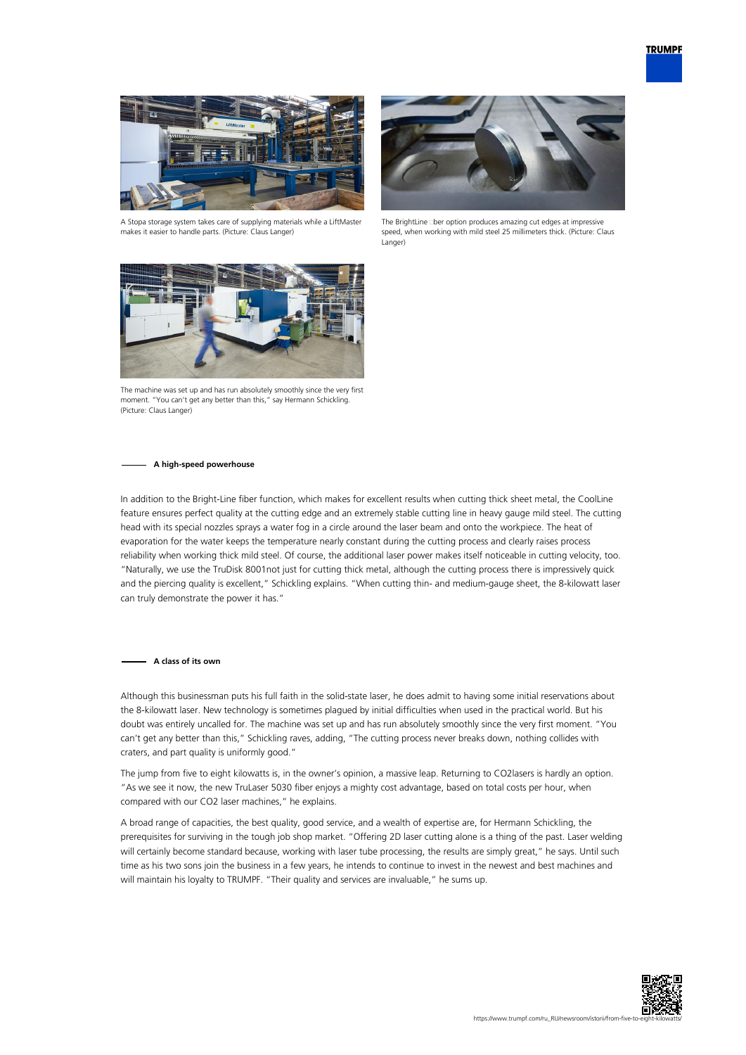A Stopa storage system takes care of supplying materials while a LiftMaster makes it easier to handle parts. (Picture: Claus Langer)

The BrightLine  ber option produces amazing cut edges at impressive speed, when working with mild steel 25 millimeters thick. (Picture: Claus Langer)

The machine was set up and has run absolutely smoothly since the very first moment. "You can't get any better than this," say Hermann Schickling. (Picture: Claus Langer)

## A high-speed powerhouse

In addition to the Bright-Line fiber function, which makes for excellent results when cutting thick sheet metal, the CoolLine feature ensures perfect quality at the cutting edge and an extremely stable cutting line in heavy gauge mild steel. The cutting head with its special nozzles sprays a water fog in a circle around the laser beam and onto the workpiece. The heat of evaporation for the water keeps the temperature nearly constant during the cutting process and clearly raises process reliability when working thick mild steel. Of course, the additional laser power makes itself noticeable in cutting velocity, too. "Naturally, we use the TruDisk 8001not just for cutting thick metal, although the cutting process there is impressively quick and the piercing quality is excellent," Schickling explains. "When cutting thin- and medium-gauge sheet, the 8-kilowatt laser can truly demonstrate the power it has."

## A class of its own

Although this businessman puts his full faith in the solid-state laser, he does admit to having some initial reservations about the 8-kilowatt laser. New technology is sometimes plagued by initial difficulties when used in the practical world. But his doubt was entirely uncalled for. The machine was set up and has run absolutely smoothly since the very first moment. "You can't get any better than this," Schickling raves, adding, "The cutting process never breaks down, nothing collides with craters, and part quality is uniformly good."

The jump from five to eight kilowatts is, in the owner's opinion, a massive leap. Returning to CO2lasers is hardly an option. "As we see it now, the new TruLaser 5030 fiber enjoys a mighty cost advantage, based on total costs per hour, when compared with our CO2 laser machines," he explains.

A broad range of capacities, the best quality, good service, and a wealth of expertise are, for Hermann Schickling, the prerequisites for surviving in the tough job shop market. "Offering 2D laser cutting alone is a thing of the past. Laser welding will certainly become standard because, working with laser tube processing, the results are simply great," he says. Until such time as his two sons join the business in a few years, he intends to continue to invest in the newest and best machines and will maintain his loyalty to TRUMPF. "Their quality and services are invaluable," he sums up.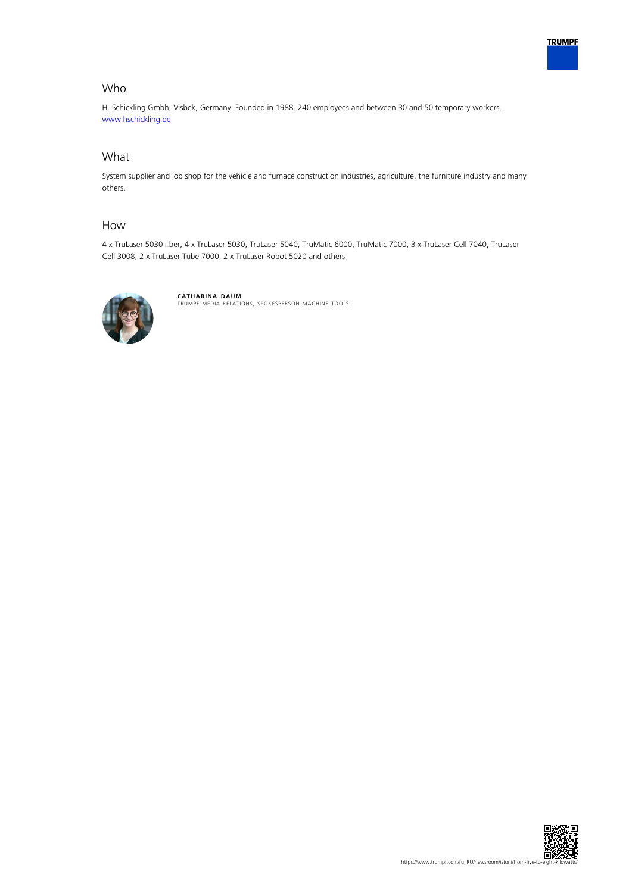## Who

H. Schickling Gmbh, Visbek, Germany. Founded in 1988. 240 employees and between 30 and 50 temporary workers.
[www.hschickling.de](http://www.hschickling.de)

## What

System supplier and job shop for the vehicle and furnace construction industries, agriculture, the furniture industry and many others.

## How

4 x TruLaser 5030 ber, 4 x TruLaser 5030, TruLaser 5040, TruMatic 6000, TruMatic 7000, 3 x TruLaser Cell 7040, TruLaser Cell 3008, 2 x TruLaser Tube 7000, 2 x TruLaser Robot 5020 and others

**CATHARINA DAUM**
TRUMPF MEDIA RELATIONS, SPOKESPERSON MACHINE TOOLS